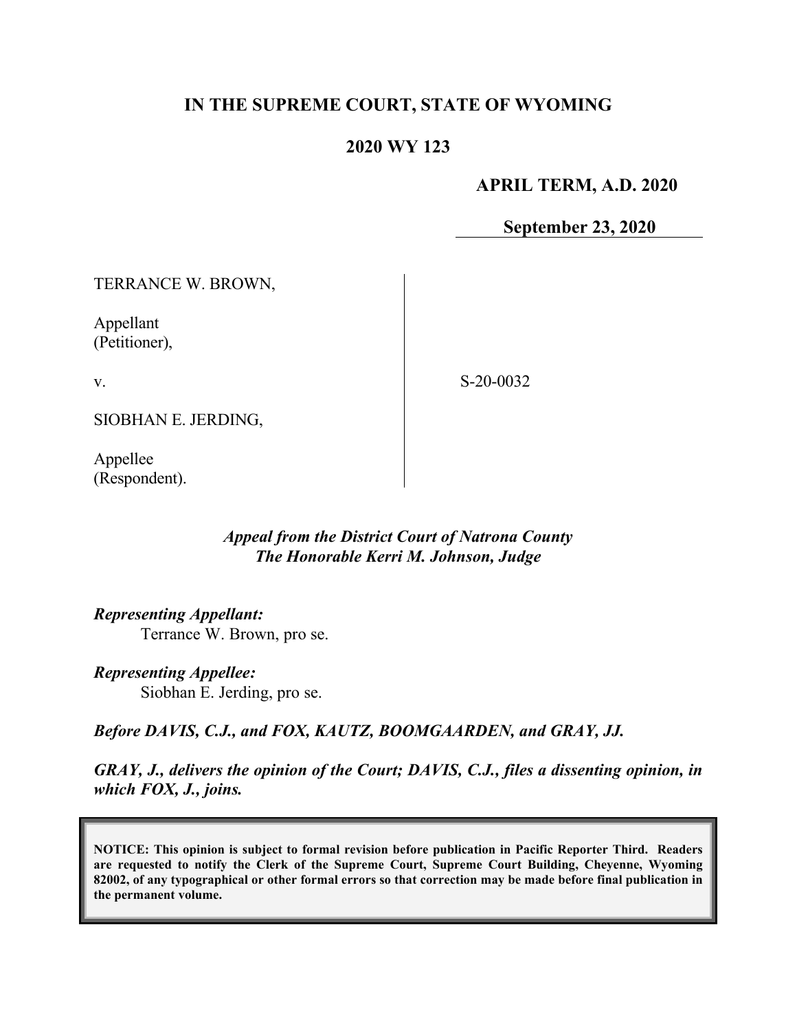# IN THE SUPREME COURT, STATE OF WYOMING

## 2020 WY 123

**APRIL TERM, A.D. 2020**

**September 23, 2020**

| | |
|---|---|
| TERRANCE W. BROWN,<br><br>Appellant<br>(Petitioner),<br><br>v.<br><br>SIOBHAN E. JERDING,<br><br>Appellee<br>(Respondent). | S-20-0032 |

***Appeal from the District Court of Natrona County***
***The Honorable Kerri M. Johnson, Judge***

***Representing Appellant:***
Terrance W. Brown, pro se.

***Representing Appellee:***
Siobhan E. Jerding, pro se.

***Before DAVIS, C.J., and FOX, KAUTZ, BOOMGAARDEN, and GRAY, JJ.***

***GRAY, J., delivers the opinion of the Court; DAVIS, C.J., files a dissenting opinion, in which FOX, J., joins.***

**NOTICE: This opinion is subject to formal revision before publication in Pacific Reporter Third. Readers are requested to notify the Clerk of the Supreme Court, Supreme Court Building, Cheyenne, Wyoming 82002, of any typographical or other formal errors so that correction may be made before final publication in the permanent volume.**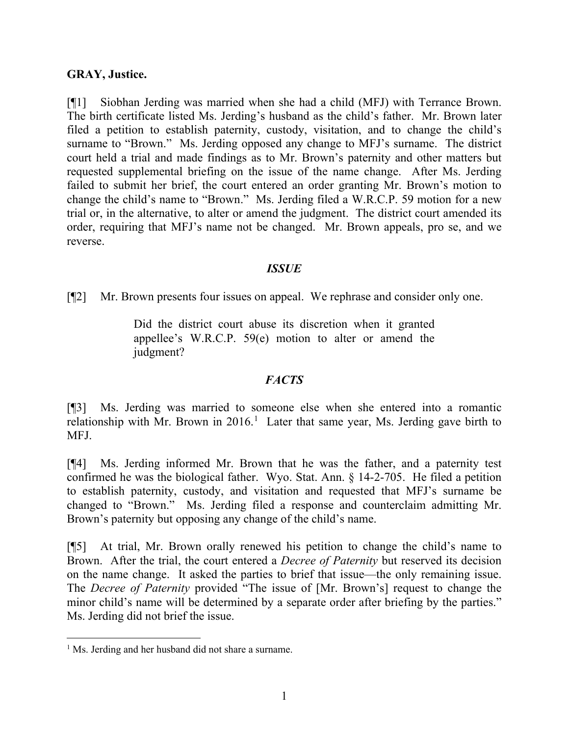**GRAY, Justice.**

[¶1] Siobhan Jerding was married when she had a child (MFJ) with Terrance Brown. The birth certificate listed Ms. Jerding's husband as the child's father. Mr. Brown later filed a petition to establish paternity, custody, visitation, and to change the child's surname to "Brown." Ms. Jerding opposed any change to MFJ's surname. The district court held a trial and made findings as to Mr. Brown's paternity and other matters but requested supplemental briefing on the issue of the name change. After Ms. Jerding failed to submit her brief, the court entered an order granting Mr. Brown's motion to change the child's name to "Brown." Ms. Jerding filed a W.R.C.P. 59 motion for a new trial or, in the alternative, to alter or amend the judgment. The district court amended its order, requiring that MFJ's name not be changed. Mr. Brown appeals, pro se, and we reverse.

## *ISSUE*

[¶2] Mr. Brown presents four issues on appeal. We rephrase and consider only one.

> Did the district court abuse its discretion when it granted appellee's W.R.C.P. 59(e) motion to alter or amend the judgment?

## *FACTS*

[¶3] Ms. Jerding was married to someone else when she entered into a romantic relationship with Mr. Brown in 2016.[1] Later that same year, Ms. Jerding gave birth to MFJ.

[¶4] Ms. Jerding informed Mr. Brown that he was the father, and a paternity test confirmed he was the biological father. Wyo. Stat. Ann. § 14-2-705. He filed a petition to establish paternity, custody, and visitation and requested that MFJ's surname be changed to "Brown." Ms. Jerding filed a response and counterclaim admitting Mr. Brown's paternity but opposing any change of the child's name.

[¶5] At trial, Mr. Brown orally renewed his petition to change the child's name to Brown. After the trial, the court entered a *Decree of Paternity* but reserved its decision on the name change. It asked the parties to brief that issue—the only remaining issue. The *Decree of Paternity* provided "The issue of [Mr. Brown's] request to change the minor child's name will be determined by a separate order after briefing by the parties." Ms. Jerding did not brief the issue.

---

[1] Ms. Jerding and her husband did not share a surname.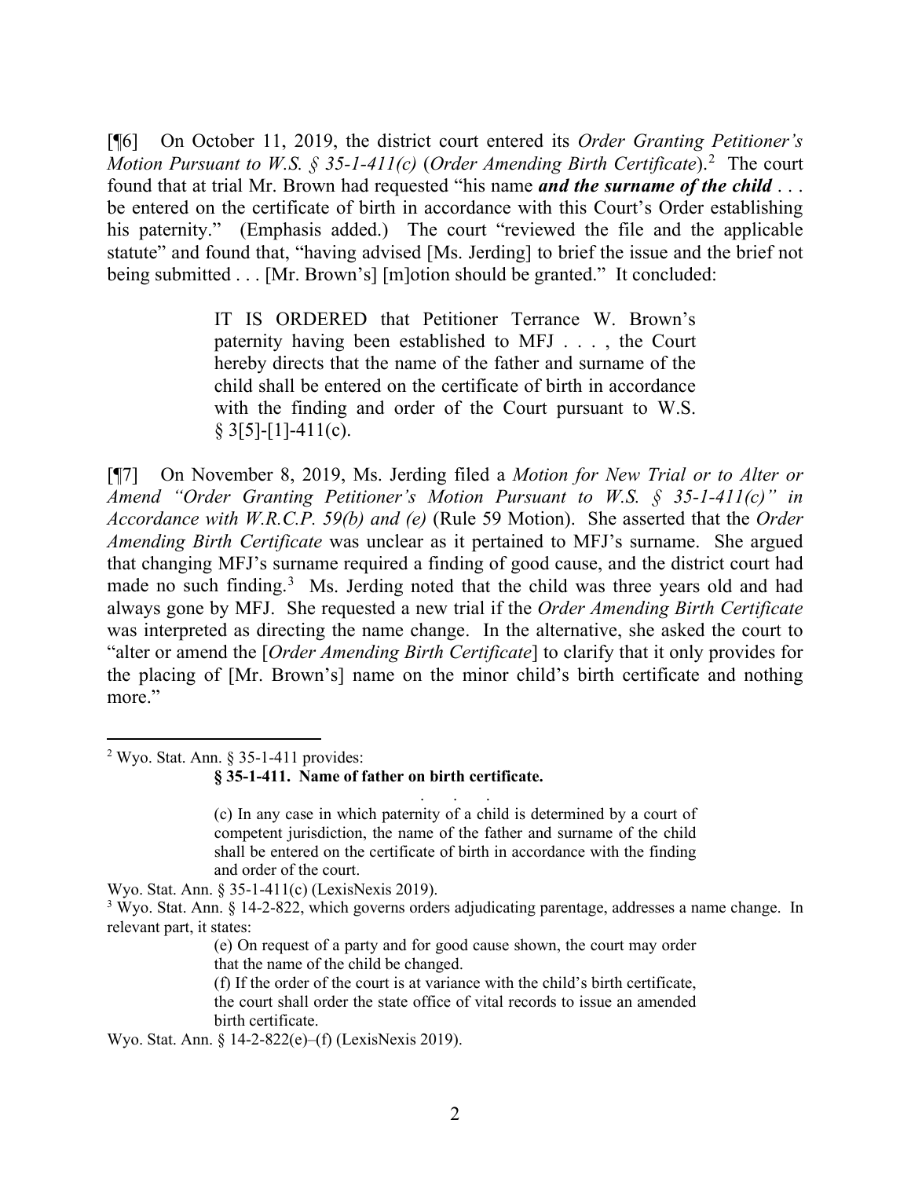[¶6] On October 11, 2019, the district court entered its *Order Granting Petitioner's Motion Pursuant to W.S. § 35-1-411(c)* (*Order Amending Birth Certificate*).[2] The court found that at trial Mr. Brown had requested "his name ***and the surname of the child*** . . . be entered on the certificate of birth in accordance with this Court's Order establishing his paternity." (Emphasis added.) The court "reviewed the file and the applicable statute" and found that, "having advised [Ms. Jerding] to brief the issue and the brief not being submitted . . . [Mr. Brown's] [m]otion should be granted." It concluded:

> IT IS ORDERED that Petitioner Terrance W. Brown's paternity having been established to MFJ . . . , the Court hereby directs that the name of the father and surname of the child shall be entered on the certificate of birth in accordance with the finding and order of the Court pursuant to W.S. § 3[5]-[1]-411(c).

[¶7] On November 8, 2019, Ms. Jerding filed a *Motion for New Trial or to Alter or Amend "Order Granting Petitioner's Motion Pursuant to W.S. § 35-1-411(c)" in Accordance with W.R.C.P. 59(b) and (e)* (Rule 59 Motion). She asserted that the *Order Amending Birth Certificate* was unclear as it pertained to MFJ's surname. She argued that changing MFJ's surname required a finding of good cause, and the district court had made no such finding.[3] Ms. Jerding noted that the child was three years old and had always gone by MFJ. She requested a new trial if the *Order Amending Birth Certificate* was interpreted as directing the name change. In the alternative, she asked the court to "alter or amend the [*Order Amending Birth Certificate*] to clarify that it only provides for the placing of [Mr. Brown's] name on the minor child's birth certificate and nothing more."

---

[2] Wyo. Stat. Ann. § 35-1-411 provides:

> **§ 35-1-411. Name of father on birth certificate.**
>
> . . .
>
> (c) In any case in which paternity of a child is determined by a court of competent jurisdiction, the name of the father and surname of the child shall be entered on the certificate of birth in accordance with the finding and order of the court.

Wyo. Stat. Ann. § 35-1-411(c) (LexisNexis 2019).

[3] Wyo. Stat. Ann. § 14-2-822, which governs orders adjudicating parentage, addresses a name change. In relevant part, it states:

> (e) On request of a party and for good cause shown, the court may order that the name of the child be changed.
>
> (f) If the order of the court is at variance with the child's birth certificate, the court shall order the state office of vital records to issue an amended birth certificate.

Wyo. Stat. Ann. § 14-2-822(e)–(f) (LexisNexis 2019).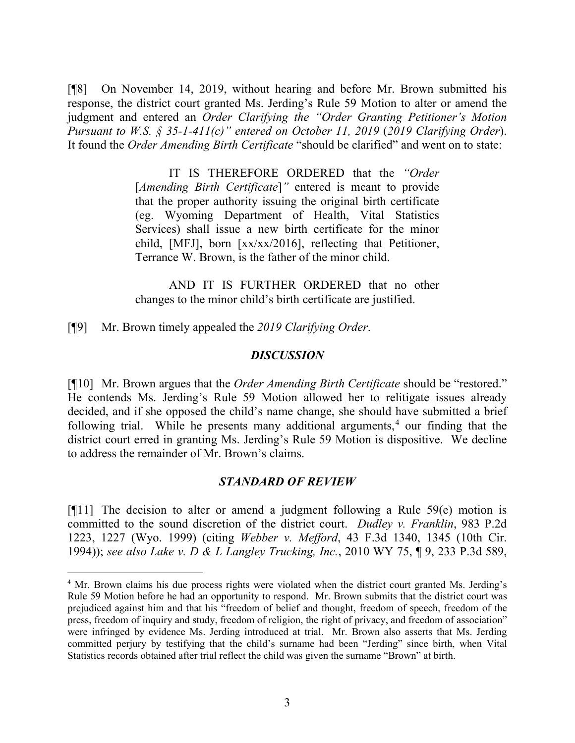[¶8] On November 14, 2019, without hearing and before Mr. Brown submitted his response, the district court granted Ms. Jerding's Rule 59 Motion to alter or amend the judgment and entered an *Order Clarifying the "Order Granting Petitioner's Motion Pursuant to W.S. § 35-1-411(c)" entered on October 11, 2019* (*2019 Clarifying Order*). It found the *Order Amending Birth Certificate* "should be clarified" and went on to state:

> IT IS THEREFORE ORDERED that the *"Order* [*Amending Birth Certificate*]*"* entered is meant to provide that the proper authority issuing the original birth certificate (eg. Wyoming Department of Health, Vital Statistics Services) shall issue a new birth certificate for the minor child, [MFJ], born [xx/xx/2016], reflecting that Petitioner, Terrance W. Brown, is the father of the minor child.
>
> AND IT IS FURTHER ORDERED that no other changes to the minor child's birth certificate are justified.

[¶9] Mr. Brown timely appealed the *2019 Clarifying Order*.

## *DISCUSSION*

[¶10] Mr. Brown argues that the *Order Amending Birth Certificate* should be "restored." He contends Ms. Jerding's Rule 59 Motion allowed her to relitigate issues already decided, and if she opposed the child's name change, she should have submitted a brief following trial. While he presents many additional arguments,[4] our finding that the district court erred in granting Ms. Jerding's Rule 59 Motion is dispositive. We decline to address the remainder of Mr. Brown's claims.

## *STANDARD OF REVIEW*

[¶11] The decision to alter or amend a judgment following a Rule 59(e) motion is committed to the sound discretion of the district court. *Dudley v. Franklin*, 983 P.2d 1223, 1227 (Wyo. 1999) (citing *Webber v. Mefford*, 43 F.3d 1340, 1345 (10th Cir. 1994)); *see also Lake v. D & L Langley Trucking, Inc.*, 2010 WY 75, ¶ 9, 233 P.3d 589,

---

[4] Mr. Brown claims his due process rights were violated when the district court granted Ms. Jerding's Rule 59 Motion before he had an opportunity to respond. Mr. Brown submits that the district court was prejudiced against him and that his "freedom of belief and thought, freedom of speech, freedom of the press, freedom of inquiry and study, freedom of religion, the right of privacy, and freedom of association" were infringed by evidence Ms. Jerding introduced at trial. Mr. Brown also asserts that Ms. Jerding committed perjury by testifying that the child's surname had been "Jerding" since birth, when Vital Statistics records obtained after trial reflect the child was given the surname "Brown" at birth.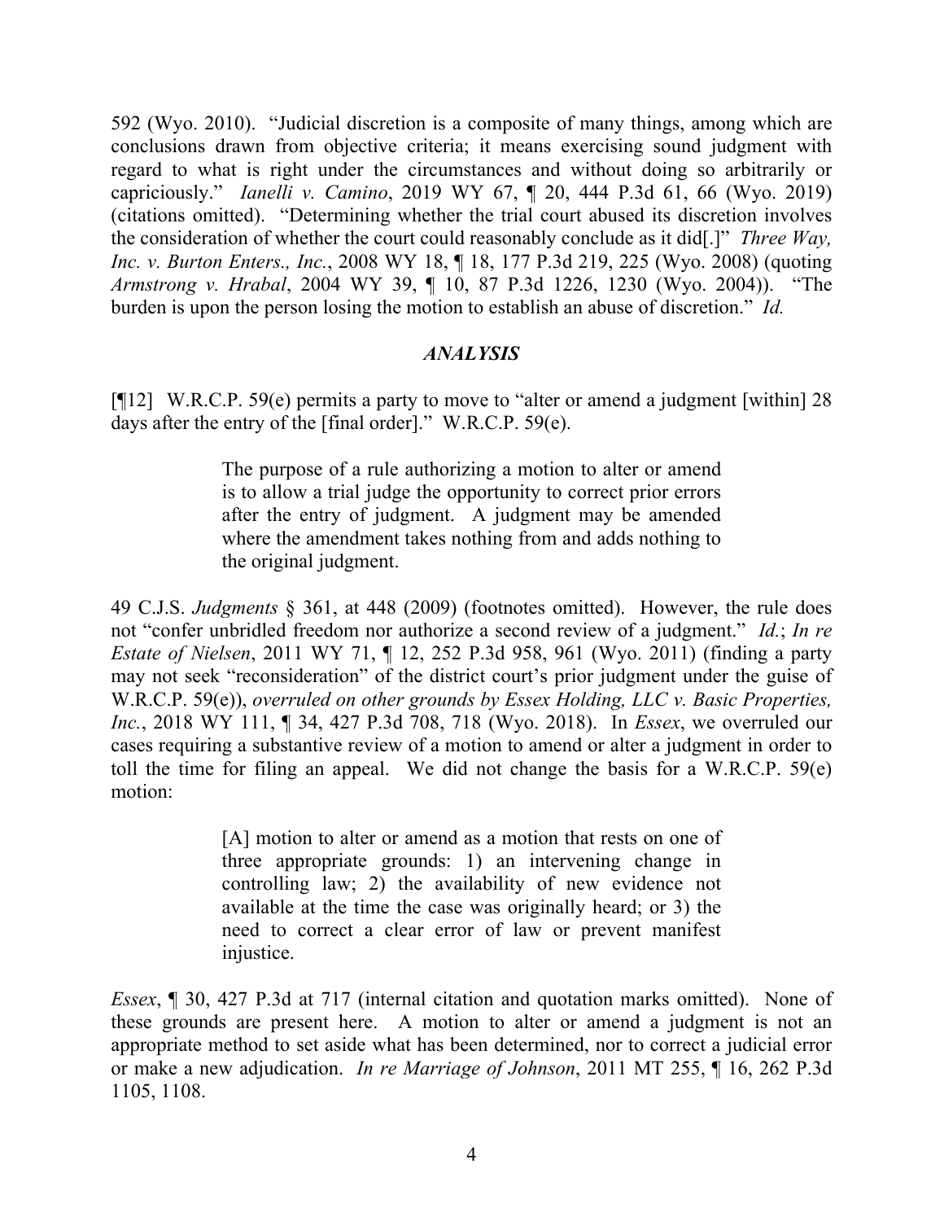592 (Wyo. 2010). "Judicial discretion is a composite of many things, among which are conclusions drawn from objective criteria; it means exercising sound judgment with regard to what is right under the circumstances and without doing so arbitrarily or capriciously." *Ianelli v. Camino*, 2019 WY 67, ¶ 20, 444 P.3d 61, 66 (Wyo. 2019) (citations omitted). "Determining whether the trial court abused its discretion involves the consideration of whether the court could reasonably conclude as it did[.]" *Three Way, Inc. v. Burton Enters., Inc.*, 2008 WY 18, ¶ 18, 177 P.3d 219, 225 (Wyo. 2008) (quoting *Armstrong v. Hrabal*, 2004 WY 39, ¶ 10, 87 P.3d 1226, 1230 (Wyo. 2004)). "The burden is upon the person losing the motion to establish an abuse of discretion." *Id.*

### *ANALYSIS*

[¶12] W.R.C.P. 59(e) permits a party to move to "alter or amend a judgment [within] 28 days after the entry of the [final order]." W.R.C.P. 59(e).

> The purpose of a rule authorizing a motion to alter or amend is to allow a trial judge the opportunity to correct prior errors after the entry of judgment. A judgment may be amended where the amendment takes nothing from and adds nothing to the original judgment.

49 C.J.S. *Judgments* § 361, at 448 (2009) (footnotes omitted). However, the rule does not "confer unbridled freedom nor authorize a second review of a judgment." *Id.*; *In re Estate of Nielsen*, 2011 WY 71, ¶ 12, 252 P.3d 958, 961 (Wyo. 2011) (finding a party may not seek "reconsideration" of the district court's prior judgment under the guise of W.R.C.P. 59(e)), *overruled on other grounds by Essex Holding, LLC v. Basic Properties, Inc.*, 2018 WY 111, ¶ 34, 427 P.3d 708, 718 (Wyo. 2018). In *Essex*, we overruled our cases requiring a substantive review of a motion to amend or alter a judgment in order to toll the time for filing an appeal. We did not change the basis for a W.R.C.P. 59(e) motion:

> [A] motion to alter or amend as a motion that rests on one of three appropriate grounds: 1) an intervening change in controlling law; 2) the availability of new evidence not available at the time the case was originally heard; or 3) the need to correct a clear error of law or prevent manifest injustice.

*Essex*, ¶ 30, 427 P.3d at 717 (internal citation and quotation marks omitted). None of these grounds are present here. A motion to alter or amend a judgment is not an appropriate method to set aside what has been determined, nor to correct a judicial error or make a new adjudication. *In re Marriage of Johnson*, 2011 MT 255, ¶ 16, 262 P.3d 1105, 1108.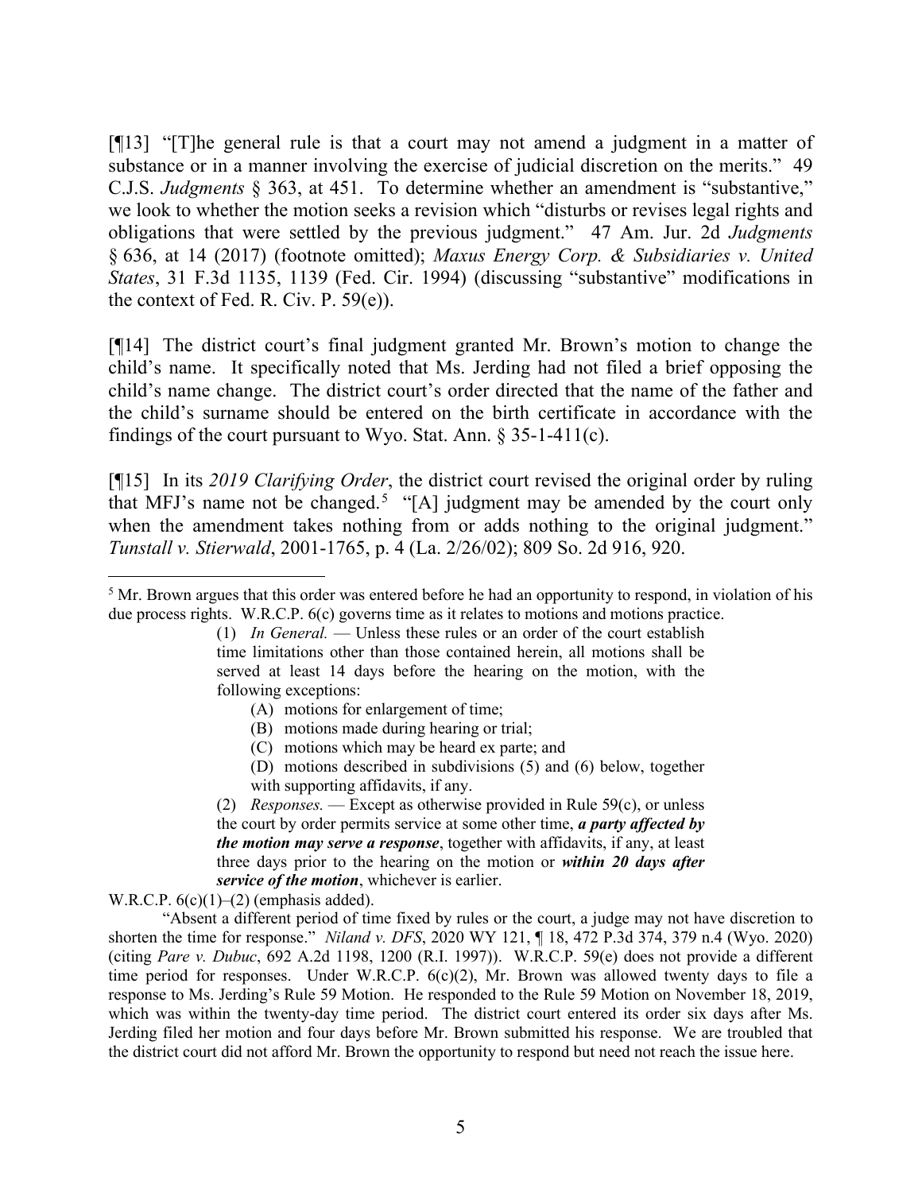[¶13] "[T]he general rule is that a court may not amend a judgment in a matter of substance or in a manner involving the exercise of judicial discretion on the merits." 49 C.J.S. *Judgments* § 363, at 451. To determine whether an amendment is "substantive," we look to whether the motion seeks a revision which "disturbs or revises legal rights and obligations that were settled by the previous judgment." 47 Am. Jur. 2d *Judgments* § 636, at 14 (2017) (footnote omitted); *Maxus Energy Corp. & Subsidiaries v. United States*, 31 F.3d 1135, 1139 (Fed. Cir. 1994) (discussing "substantive" modifications in the context of Fed. R. Civ. P. 59(e)).

[¶14] The district court's final judgment granted Mr. Brown's motion to change the child's name. It specifically noted that Ms. Jerding had not filed a brief opposing the child's name change. The district court's order directed that the name of the father and the child's surname should be entered on the birth certificate in accordance with the findings of the court pursuant to Wyo. Stat. Ann. § 35-1-411(c).

[¶15] In its *2019 Clarifying Order*, the district court revised the original order by ruling that MFJ's name not be changed.[5] "[A] judgment may be amended by the court only when the amendment takes nothing from or adds nothing to the original judgment." *Tunstall v. Stierwald*, 2001-1765, p. 4 (La. 2/26/02); 809 So. 2d 916, 920.

---

[5] Mr. Brown argues that this order was entered before he had an opportunity to respond, in violation of his due process rights. W.R.C.P. 6(c) governs time as it relates to motions and motions practice.

> (1) *In General.* — Unless these rules or an order of the court establish time limitations other than those contained herein, all motions shall be served at least 14 days before the hearing on the motion, with the following exceptions:
>
> (A) motions for enlargement of time;
>
> (B) motions made during hearing or trial;
>
> (C) motions which may be heard ex parte; and
>
> (D) motions described in subdivisions (5) and (6) below, together with supporting affidavits, if any.
>
> (2) *Responses.* — Except as otherwise provided in Rule 59(c), or unless the court by order permits service at some other time, ***a party affected by the motion may serve a response***, together with affidavits, if any, at least three days prior to the hearing on the motion or ***within 20 days after service of the motion***, whichever is earlier.

W.R.C.P. 6(c)(1)–(2) (emphasis added).

"Absent a different period of time fixed by rules or the court, a judge may not have discretion to shorten the time for response." *Niland v. DFS*, 2020 WY 121, ¶ 18, 472 P.3d 374, 379 n.4 (Wyo. 2020) (citing *Pare v. Dubuc*, 692 A.2d 1198, 1200 (R.I. 1997)). W.R.C.P. 59(e) does not provide a different time period for responses. Under W.R.C.P. 6(c)(2), Mr. Brown was allowed twenty days to file a response to Ms. Jerding's Rule 59 Motion. He responded to the Rule 59 Motion on November 18, 2019, which was within the twenty-day time period. The district court entered its order six days after Ms. Jerding filed her motion and four days before Mr. Brown submitted his response. We are troubled that the district court did not afford Mr. Brown the opportunity to respond but need not reach the issue here.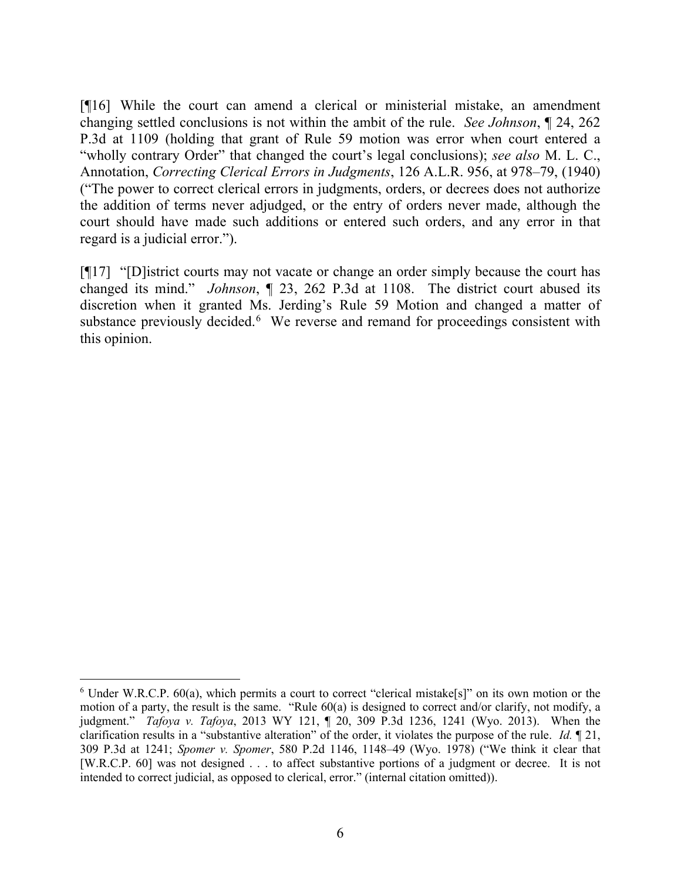[¶16] While the court can amend a clerical or ministerial mistake, an amendment changing settled conclusions is not within the ambit of the rule. *See Johnson*, ¶ 24, 262 P.3d at 1109 (holding that grant of Rule 59 motion was error when court entered a "wholly contrary Order" that changed the court's legal conclusions); *see also* M. L. C., Annotation, *Correcting Clerical Errors in Judgments*, 126 A.L.R. 956, at 978–79, (1940) ("The power to correct clerical errors in judgments, orders, or decrees does not authorize the addition of terms never adjudged, or the entry of orders never made, although the court should have made such additions or entered such orders, and any error in that regard is a judicial error.").

[¶17] "[D]istrict courts may not vacate or change an order simply because the court has changed its mind." *Johnson*, ¶ 23, 262 P.3d at 1108. The district court abused its discretion when it granted Ms. Jerding's Rule 59 Motion and changed a matter of substance previously decided.[6] We reverse and remand for proceedings consistent with this opinion.

---

[6] Under W.R.C.P. 60(a), which permits a court to correct "clerical mistake[s]" on its own motion or the motion of a party, the result is the same. "Rule 60(a) is designed to correct and/or clarify, not modify, a judgment." *Tafoya v. Tafoya*, 2013 WY 121, ¶ 20, 309 P.3d 1236, 1241 (Wyo. 2013). When the clarification results in a "substantive alteration" of the order, it violates the purpose of the rule. *Id.* ¶ 21, 309 P.3d at 1241; *Spomer v. Spomer*, 580 P.2d 1146, 1148–49 (Wyo. 1978) ("We think it clear that [W.R.C.P. 60] was not designed . . . to affect substantive portions of a judgment or decree. It is not intended to correct judicial, as opposed to clerical, error." (internal citation omitted)).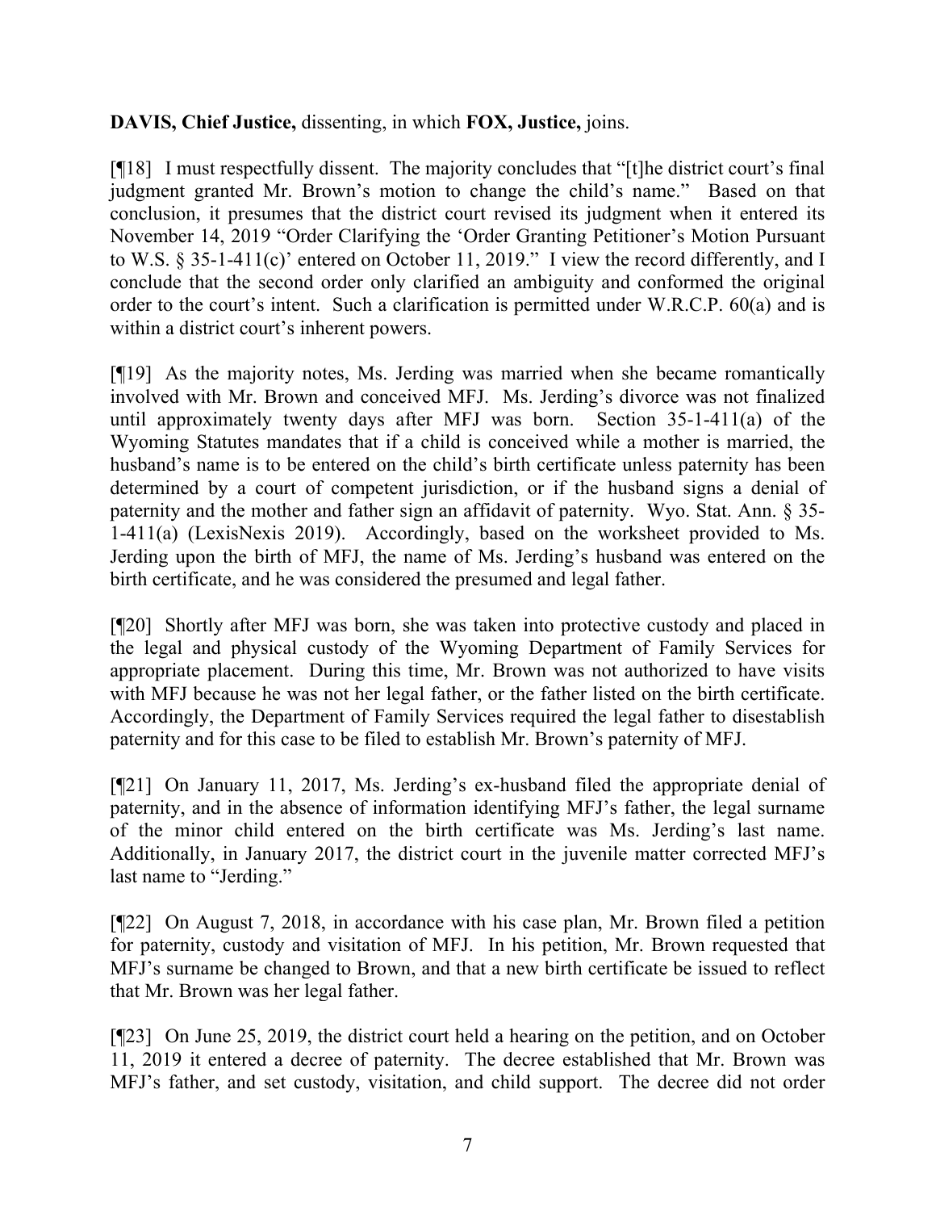**DAVIS, Chief Justice,** dissenting, in which **FOX, Justice,** joins.

[¶18] I must respectfully dissent. The majority concludes that "[t]he district court's final judgment granted Mr. Brown's motion to change the child's name." Based on that conclusion, it presumes that the district court revised its judgment when it entered its November 14, 2019 "Order Clarifying the 'Order Granting Petitioner's Motion Pursuant to W.S. § 35-1-411(c)' entered on October 11, 2019." I view the record differently, and I conclude that the second order only clarified an ambiguity and conformed the original order to the court's intent. Such a clarification is permitted under W.R.C.P. 60(a) and is within a district court's inherent powers.

[¶19] As the majority notes, Ms. Jerding was married when she became romantically involved with Mr. Brown and conceived MFJ. Ms. Jerding's divorce was not finalized until approximately twenty days after MFJ was born. Section 35-1-411(a) of the Wyoming Statutes mandates that if a child is conceived while a mother is married, the husband's name is to be entered on the child's birth certificate unless paternity has been determined by a court of competent jurisdiction, or if the husband signs a denial of paternity and the mother and father sign an affidavit of paternity. Wyo. Stat. Ann. § 35-1-411(a) (LexisNexis 2019). Accordingly, based on the worksheet provided to Ms. Jerding upon the birth of MFJ, the name of Ms. Jerding's husband was entered on the birth certificate, and he was considered the presumed and legal father.

[¶20] Shortly after MFJ was born, she was taken into protective custody and placed in the legal and physical custody of the Wyoming Department of Family Services for appropriate placement. During this time, Mr. Brown was not authorized to have visits with MFJ because he was not her legal father, or the father listed on the birth certificate. Accordingly, the Department of Family Services required the legal father to disestablish paternity and for this case to be filed to establish Mr. Brown's paternity of MFJ.

[¶21] On January 11, 2017, Ms. Jerding's ex-husband filed the appropriate denial of paternity, and in the absence of information identifying MFJ's father, the legal surname of the minor child entered on the birth certificate was Ms. Jerding's last name. Additionally, in January 2017, the district court in the juvenile matter corrected MFJ's last name to "Jerding."

[¶22] On August 7, 2018, in accordance with his case plan, Mr. Brown filed a petition for paternity, custody and visitation of MFJ. In his petition, Mr. Brown requested that MFJ's surname be changed to Brown, and that a new birth certificate be issued to reflect that Mr. Brown was her legal father.

[¶23] On June 25, 2019, the district court held a hearing on the petition, and on October 11, 2019 it entered a decree of paternity. The decree established that Mr. Brown was MFJ's father, and set custody, visitation, and child support. The decree did not order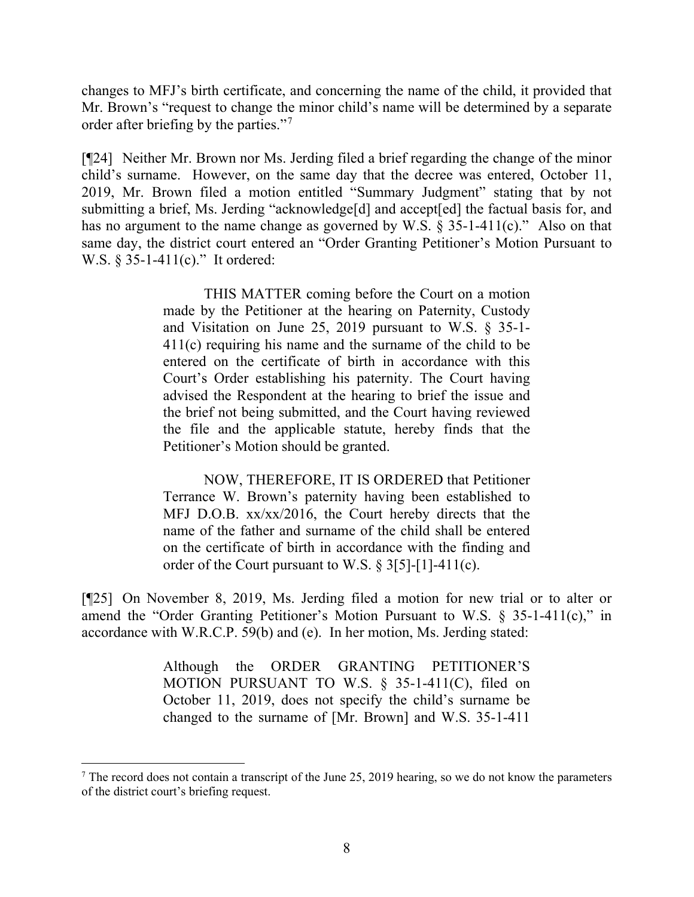changes to MFJ's birth certificate, and concerning the name of the child, it provided that Mr. Brown's "request to change the minor child's name will be determined by a separate order after briefing by the parties."[7]

[¶24] Neither Mr. Brown nor Ms. Jerding filed a brief regarding the change of the minor child's surname. However, on the same day that the decree was entered, October 11, 2019, Mr. Brown filed a motion entitled "Summary Judgment" stating that by not submitting a brief, Ms. Jerding "acknowledge[d] and accept[ed] the factual basis for, and has no argument to the name change as governed by W.S. § 35-1-411(c)." Also on that same day, the district court entered an "Order Granting Petitioner's Motion Pursuant to W.S. § 35-1-411(c)." It ordered:

> THIS MATTER coming before the Court on a motion made by the Petitioner at the hearing on Paternity, Custody and Visitation on June 25, 2019 pursuant to W.S. § 35-1-411(c) requiring his name and the surname of the child to be entered on the certificate of birth in accordance with this Court's Order establishing his paternity. The Court having advised the Respondent at the hearing to brief the issue and the brief not being submitted, and the Court having reviewed the file and the applicable statute, hereby finds that the Petitioner's Motion should be granted.
>
> NOW, THEREFORE, IT IS ORDERED that Petitioner Terrance W. Brown's paternity having been established to MFJ D.O.B. xx/xx/2016, the Court hereby directs that the name of the father and surname of the child shall be entered on the certificate of birth in accordance with the finding and order of the Court pursuant to W.S. § 3[5]-[1]-411(c).

[¶25] On November 8, 2019, Ms. Jerding filed a motion for new trial or to alter or amend the "Order Granting Petitioner's Motion Pursuant to W.S. § 35-1-411(c)," in accordance with W.R.C.P. 59(b) and (e). In her motion, Ms. Jerding stated:

> Although the ORDER GRANTING PETITIONER'S MOTION PURSUANT TO W.S. § 35-1-411(C), filed on October 11, 2019, does not specify the child's surname be changed to the surname of [Mr. Brown] and W.S. 35-1-411

---

[7] The record does not contain a transcript of the June 25, 2019 hearing, so we do not know the parameters of the district court's briefing request.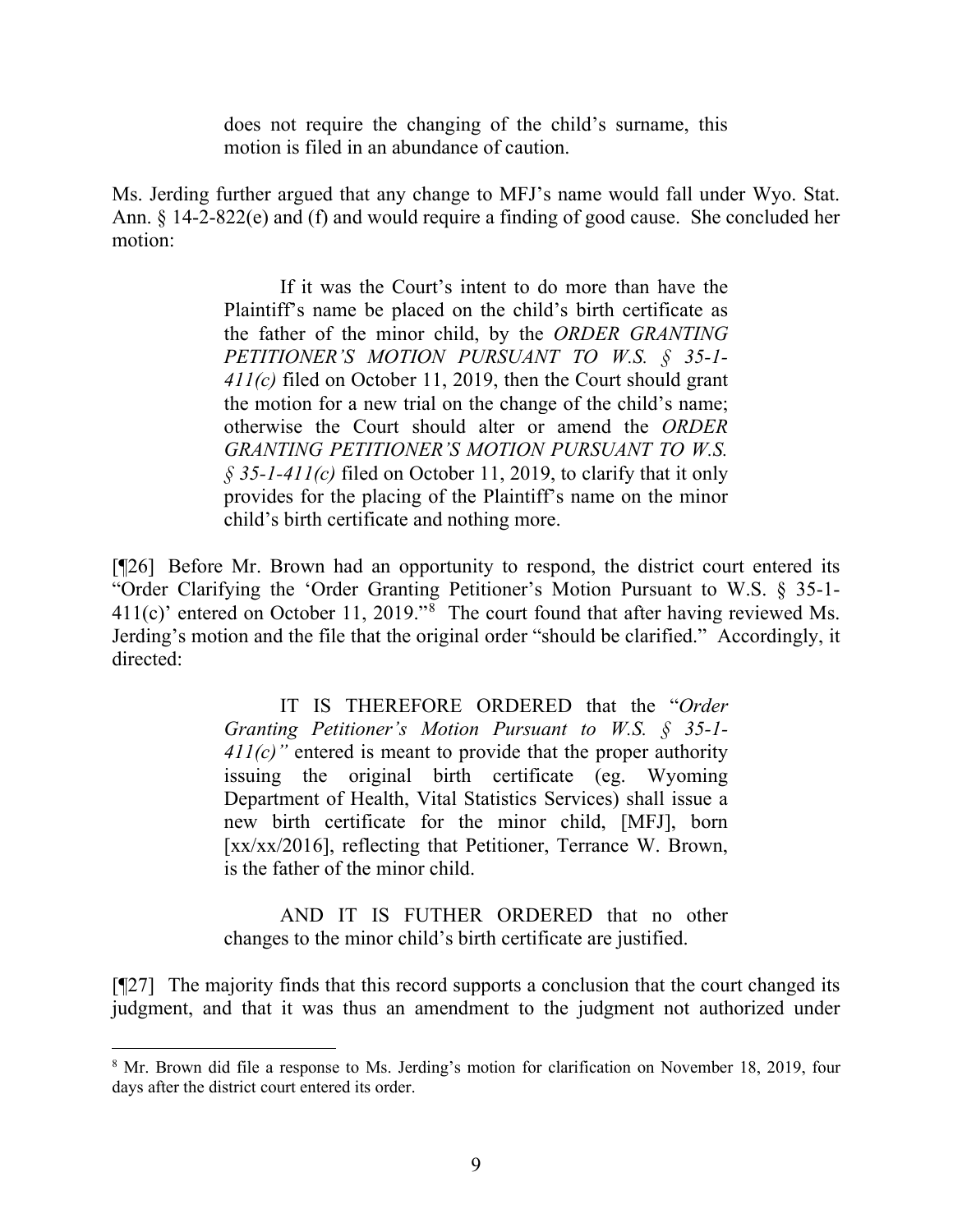> does not require the changing of the child's surname, this motion is filed in an abundance of caution.

Ms. Jerding further argued that any change to MFJ's name would fall under Wyo. Stat. Ann. § 14-2-822(e) and (f) and would require a finding of good cause. She concluded her motion:

> If it was the Court's intent to do more than have the Plaintiff's name be placed on the child's birth certificate as the father of the minor child, by the *ORDER GRANTING PETITIONER'S MOTION PURSUANT TO W.S. § 35-1-411(c)* filed on October 11, 2019, then the Court should grant the motion for a new trial on the change of the child's name; otherwise the Court should alter or amend the *ORDER GRANTING PETITIONER'S MOTION PURSUANT TO W.S. § 35-1-411(c)* filed on October 11, 2019, to clarify that it only provides for the placing of the Plaintiff's name on the minor child's birth certificate and nothing more.

[¶26] Before Mr. Brown had an opportunity to respond, the district court entered its "Order Clarifying the 'Order Granting Petitioner's Motion Pursuant to W.S. § 35-1-411(c)' entered on October 11, 2019."[8] The court found that after having reviewed Ms. Jerding's motion and the file that the original order "should be clarified." Accordingly, it directed:

> IT IS THEREFORE ORDERED that the "*Order Granting Petitioner's Motion Pursuant to W.S. § 35-1-411(c)"* entered is meant to provide that the proper authority issuing the original birth certificate (eg. Wyoming Department of Health, Vital Statistics Services) shall issue a new birth certificate for the minor child, [MFJ], born [xx/xx/2016], reflecting that Petitioner, Terrance W. Brown, is the father of the minor child.
>
> AND IT IS FUTHER ORDERED that no other changes to the minor child's birth certificate are justified.

[¶27] The majority finds that this record supports a conclusion that the court changed its judgment, and that it was thus an amendment to the judgment not authorized under

---

[8] Mr. Brown did file a response to Ms. Jerding's motion for clarification on November 18, 2019, four days after the district court entered its order.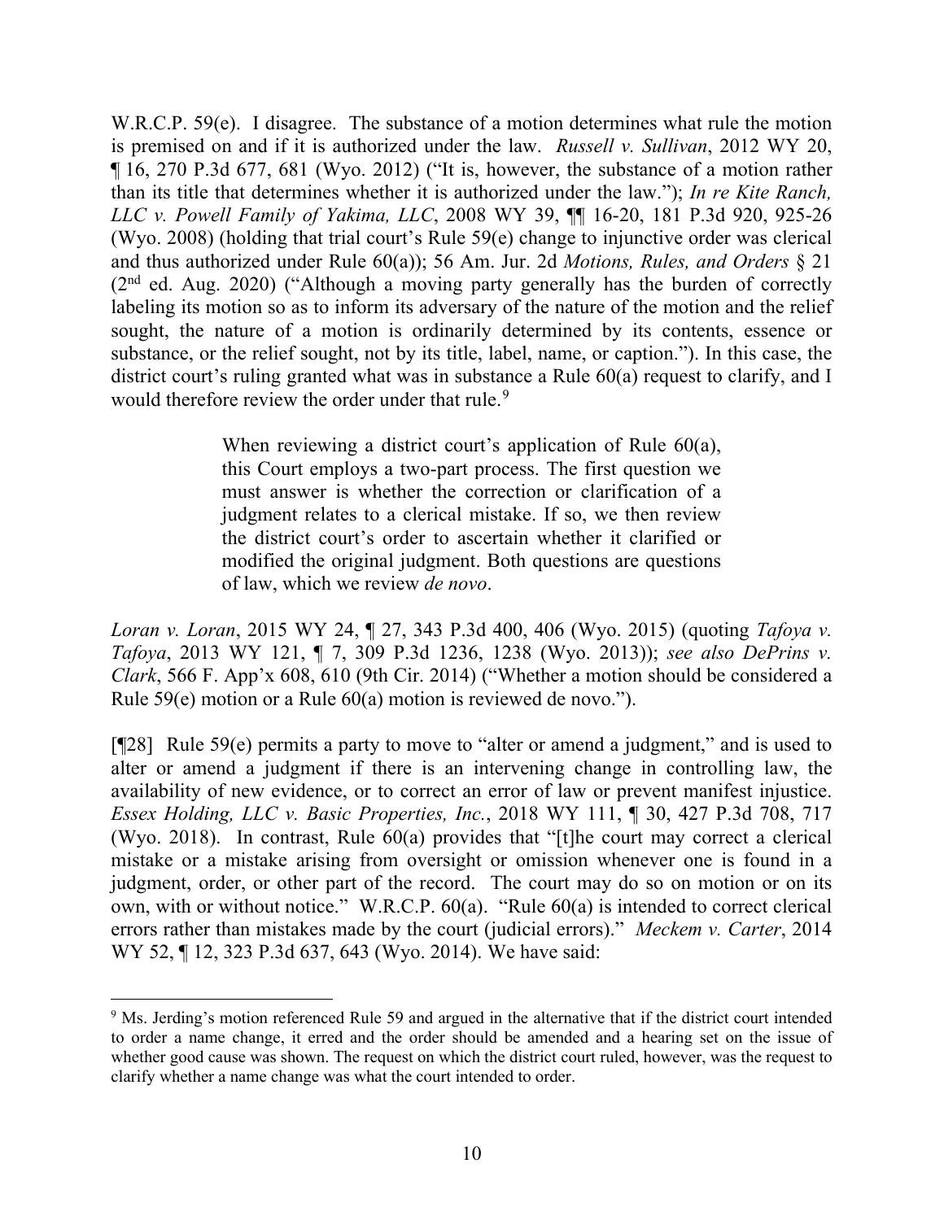W.R.C.P. 59(e). I disagree. The substance of a motion determines what rule the motion is premised on and if it is authorized under the law. *Russell v. Sullivan*, 2012 WY 20, ¶ 16, 270 P.3d 677, 681 (Wyo. 2012) ("It is, however, the substance of a motion rather than its title that determines whether it is authorized under the law."); *In re Kite Ranch, LLC v. Powell Family of Yakima, LLC*, 2008 WY 39, ¶¶ 16-20, 181 P.3d 920, 925-26 (Wyo. 2008) (holding that trial court's Rule 59(e) change to injunctive order was clerical and thus authorized under Rule 60(a)); 56 Am. Jur. 2d *Motions, Rules, and Orders* § 21 (2nd ed. Aug. 2020) ("Although a moving party generally has the burden of correctly labeling its motion so as to inform its adversary of the nature of the motion and the relief sought, the nature of a motion is ordinarily determined by its contents, essence or substance, or the relief sought, not by its title, label, name, or caption."). In this case, the district court's ruling granted what was in substance a Rule 60(a) request to clarify, and I would therefore review the order under that rule.[9]

> When reviewing a district court's application of Rule 60(a), this Court employs a two-part process. The first question we must answer is whether the correction or clarification of a judgment relates to a clerical mistake. If so, we then review the district court's order to ascertain whether it clarified or modified the original judgment. Both questions are questions of law, which we review *de novo*.

*Loran v. Loran*, 2015 WY 24, ¶ 27, 343 P.3d 400, 406 (Wyo. 2015) (quoting *Tafoya v. Tafoya*, 2013 WY 121, ¶ 7, 309 P.3d 1236, 1238 (Wyo. 2013)); *see also DePrins v. Clark*, 566 F. App'x 608, 610 (9th Cir. 2014) ("Whether a motion should be considered a Rule 59(e) motion or a Rule 60(a) motion is reviewed de novo.").

[¶28] Rule 59(e) permits a party to move to "alter or amend a judgment," and is used to alter or amend a judgment if there is an intervening change in controlling law, the availability of new evidence, or to correct an error of law or prevent manifest injustice. *Essex Holding, LLC v. Basic Properties, Inc.*, 2018 WY 111, ¶ 30, 427 P.3d 708, 717 (Wyo. 2018). In contrast, Rule 60(a) provides that "[t]he court may correct a clerical mistake or a mistake arising from oversight or omission whenever one is found in a judgment, order, or other part of the record. The court may do so on motion or on its own, with or without notice." W.R.C.P. 60(a). "Rule 60(a) is intended to correct clerical errors rather than mistakes made by the court (judicial errors)." *Meckem v. Carter*, 2014 WY 52, ¶ 12, 323 P.3d 637, 643 (Wyo. 2014). We have said:

---

[9] Ms. Jerding's motion referenced Rule 59 and argued in the alternative that if the district court intended to order a name change, it erred and the order should be amended and a hearing set on the issue of whether good cause was shown. The request on which the district court ruled, however, was the request to clarify whether a name change was what the court intended to order.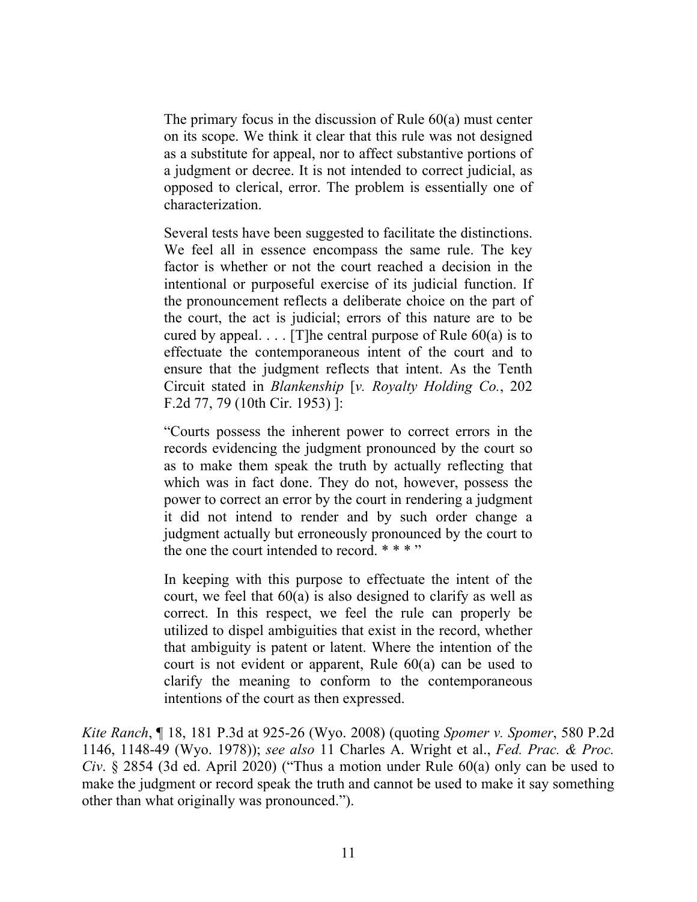> The primary focus in the discussion of Rule 60(a) must center on its scope. We think it clear that this rule was not designed as a substitute for appeal, nor to affect substantive portions of a judgment or decree. It is not intended to correct judicial, as opposed to clerical, error. The problem is essentially one of characterization.
>
> Several tests have been suggested to facilitate the distinctions. We feel all in essence encompass the same rule. The key factor is whether or not the court reached a decision in the intentional or purposeful exercise of its judicial function. If the pronouncement reflects a deliberate choice on the part of the court, the act is judicial; errors of this nature are to be cured by appeal. . . . [T]he central purpose of Rule 60(a) is to effectuate the contemporaneous intent of the court and to ensure that the judgment reflects that intent. As the Tenth Circuit stated in *Blankenship* [*v. Royalty Holding Co.*, 202 F.2d 77, 79 (10th Cir. 1953) ]:
>
> "Courts possess the inherent power to correct errors in the records evidencing the judgment pronounced by the court so as to make them speak the truth by actually reflecting that which was in fact done. They do not, however, possess the power to correct an error by the court in rendering a judgment it did not intend to render and by such order change a judgment actually but erroneously pronounced by the court to the one the court intended to record. * * * "
>
> In keeping with this purpose to effectuate the intent of the court, we feel that 60(a) is also designed to clarify as well as correct. In this respect, we feel the rule can properly be utilized to dispel ambiguities that exist in the record, whether that ambiguity is patent or latent. Where the intention of the court is not evident or apparent, Rule 60(a) can be used to clarify the meaning to conform to the contemporaneous intentions of the court as then expressed.

*Kite Ranch*, ¶ 18, 181 P.3d at 925-26 (Wyo. 2008) (quoting *Spomer v. Spomer*, 580 P.2d 1146, 1148-49 (Wyo. 1978)); *see also* 11 Charles A. Wright et al., *Fed. Prac. & Proc. Civ*. § 2854 (3d ed. April 2020) ("Thus a motion under Rule 60(a) only can be used to make the judgment or record speak the truth and cannot be used to make it say something other than what originally was pronounced.").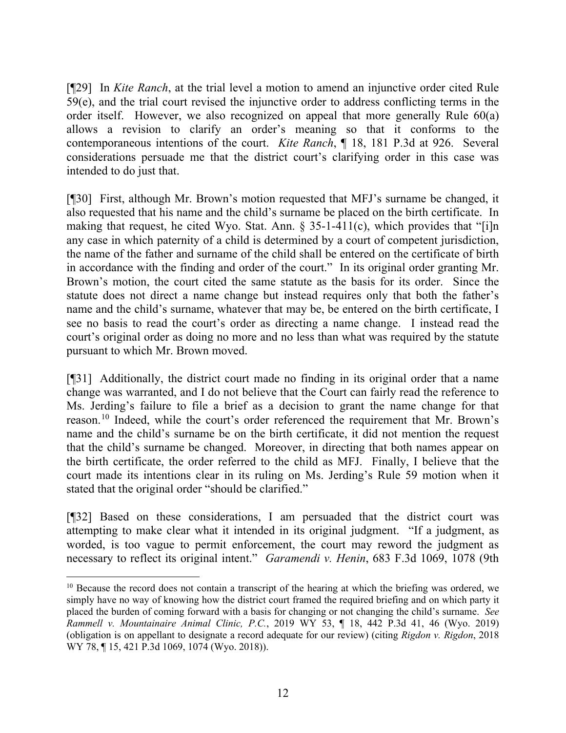[¶29] In *Kite Ranch*, at the trial level a motion to amend an injunctive order cited Rule 59(e), and the trial court revised the injunctive order to address conflicting terms in the order itself. However, we also recognized on appeal that more generally Rule 60(a) allows a revision to clarify an order's meaning so that it conforms to the contemporaneous intentions of the court. *Kite Ranch*, ¶ 18, 181 P.3d at 926. Several considerations persuade me that the district court's clarifying order in this case was intended to do just that.

[¶30] First, although Mr. Brown's motion requested that MFJ's surname be changed, it also requested that his name and the child's surname be placed on the birth certificate. In making that request, he cited Wyo. Stat. Ann. § 35-1-411(c), which provides that "[i]n any case in which paternity of a child is determined by a court of competent jurisdiction, the name of the father and surname of the child shall be entered on the certificate of birth in accordance with the finding and order of the court." In its original order granting Mr. Brown's motion, the court cited the same statute as the basis for its order. Since the statute does not direct a name change but instead requires only that both the father's name and the child's surname, whatever that may be, be entered on the birth certificate, I see no basis to read the court's order as directing a name change. I instead read the court's original order as doing no more and no less than what was required by the statute pursuant to which Mr. Brown moved.

[¶31] Additionally, the district court made no finding in its original order that a name change was warranted, and I do not believe that the Court can fairly read the reference to Ms. Jerding's failure to file a brief as a decision to grant the name change for that reason.[10] Indeed, while the court's order referenced the requirement that Mr. Brown's name and the child's surname be on the birth certificate, it did not mention the request that the child's surname be changed. Moreover, in directing that both names appear on the birth certificate, the order referred to the child as MFJ. Finally, I believe that the court made its intentions clear in its ruling on Ms. Jerding's Rule 59 motion when it stated that the original order "should be clarified."

[¶32] Based on these considerations, I am persuaded that the district court was attempting to make clear what it intended in its original judgment. "If a judgment, as worded, is too vague to permit enforcement, the court may reword the judgment as necessary to reflect its original intent." *Garamendi v. Henin*, 683 F.3d 1069, 1078 (9th

---

[10] Because the record does not contain a transcript of the hearing at which the briefing was ordered, we simply have no way of knowing how the district court framed the required briefing and on which party it placed the burden of coming forward with a basis for changing or not changing the child's surname. *See Rammell v. Mountainaire Animal Clinic, P.C.*, 2019 WY 53, ¶ 18, 442 P.3d 41, 46 (Wyo. 2019) (obligation is on appellant to designate a record adequate for our review) (citing *Rigdon v. Rigdon*, 2018 WY 78, ¶ 15, 421 P.3d 1069, 1074 (Wyo. 2018)).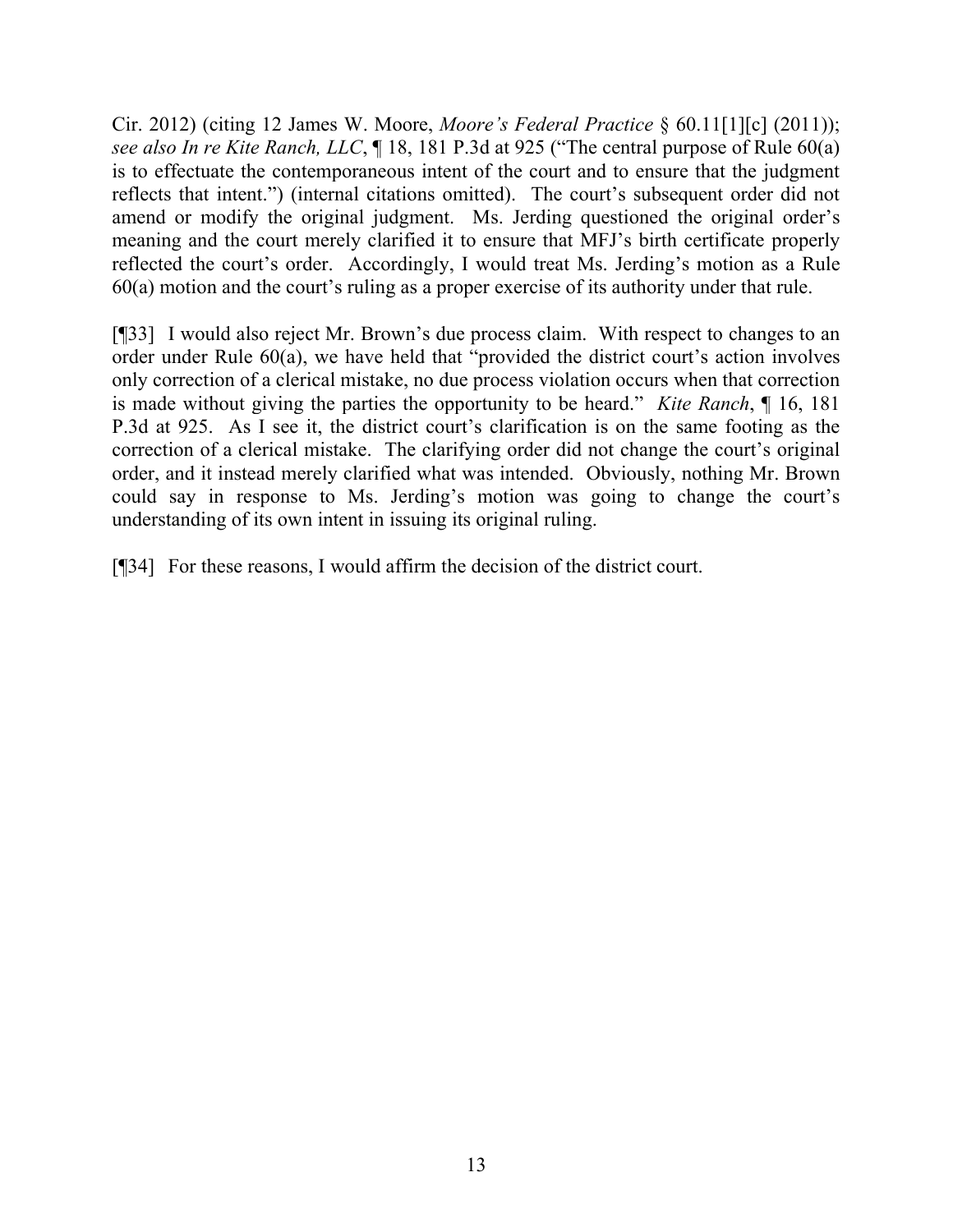Cir. 2012) (citing 12 James W. Moore, *Moore's Federal Practice* § 60.11[1][c] (2011)); *see also In re Kite Ranch, LLC*, ¶ 18, 181 P.3d at 925 ("The central purpose of Rule 60(a) is to effectuate the contemporaneous intent of the court and to ensure that the judgment reflects that intent.") (internal citations omitted). The court's subsequent order did not amend or modify the original judgment. Ms. Jerding questioned the original order's meaning and the court merely clarified it to ensure that MFJ's birth certificate properly reflected the court's order. Accordingly, I would treat Ms. Jerding's motion as a Rule 60(a) motion and the court's ruling as a proper exercise of its authority under that rule.

[¶33] I would also reject Mr. Brown's due process claim. With respect to changes to an order under Rule 60(a), we have held that "provided the district court's action involves only correction of a clerical mistake, no due process violation occurs when that correction is made without giving the parties the opportunity to be heard." *Kite Ranch*, ¶ 16, 181 P.3d at 925. As I see it, the district court's clarification is on the same footing as the correction of a clerical mistake. The clarifying order did not change the court's original order, and it instead merely clarified what was intended. Obviously, nothing Mr. Brown could say in response to Ms. Jerding's motion was going to change the court's understanding of its own intent in issuing its original ruling.

[¶34] For these reasons, I would affirm the decision of the district court.